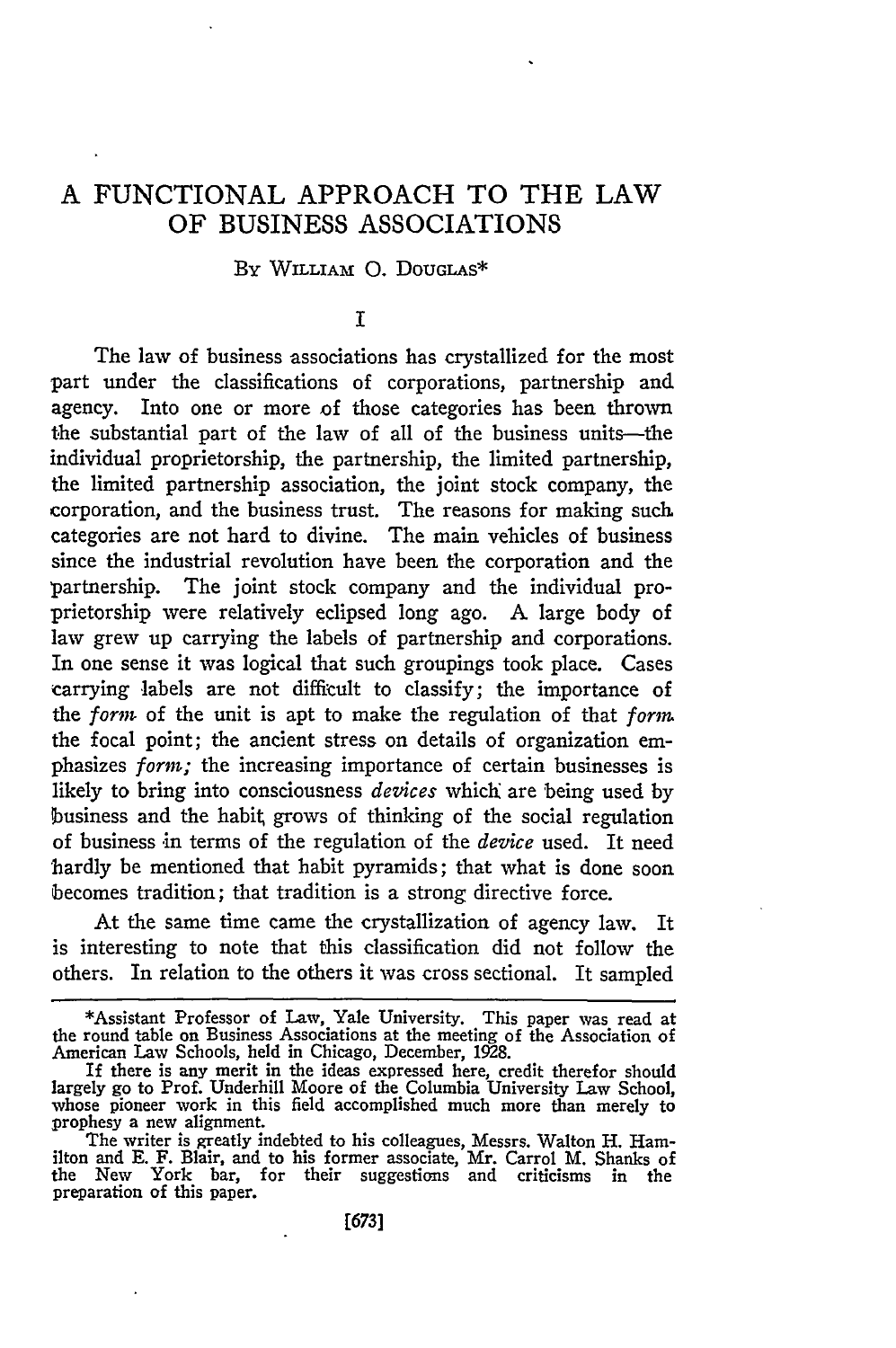# A FUNCTIONAL APPROACH TO THE LAW OF BUSINESS ASSOCIATIONS

By William O. Douglas*

## I

The law of business associations has crystallized for the most part under the classifications of corporations, partnership and agency. Into one or more of those categories has been thrown the substantial part of the law of all of the business units—the individual proprietorship, the partnership, the limited partnership, the limited partnership association, the joint stock company, the corporation, and the business trust. The reasons for making such categories are not hard to divine. The main vehicles of business since the industrial revolution have been the corporation and the partnership. The joint stock company and the individual proprietorship were relatively eclipsed long ago. A large body of law grew up carrying the labels of partnership and corporations. In one sense it was logical that such groupings took place. Cases carrying labels are not difficult to classify; the importance of the *form* of the unit is apt to make the regulation of that *form* the focal point; the ancient stress on details of organization emphasizes *form;* the increasing importance of certain businesses is likely to bring into consciousness *devices* which are being used by business and the habit grows of thinking of the social regulation of business in terms of the regulation of the *device* used. It need hardly be mentioned that habit pyramids; that what is done soon becomes tradition; that tradition is a strong directive force.

At the same time came the crystallization of agency law. It is interesting to note that this classification did not follow the others. In relation to the others it was cross sectional. It sampled

---

*Assistant Professor of Law, Yale University. This paper was read at the round table on Business Associations at the meeting of the Association of American Law Schools, held in Chicago, December, 1928.

If there is any merit in the ideas expressed here, credit therefor should largely go to Prof. Underhill Moore of the Columbia University Law School, whose pioneer work in this field accomplished much more than merely to prophesy a new alignment.

The writer is greatly indebted to his colleagues, Messrs. Walton H. Hamilton and E. F. Blair, and to his former associate, Mr. Carrol M. Shanks of the New York bar, for their suggestions and criticisms in the preparation of this paper.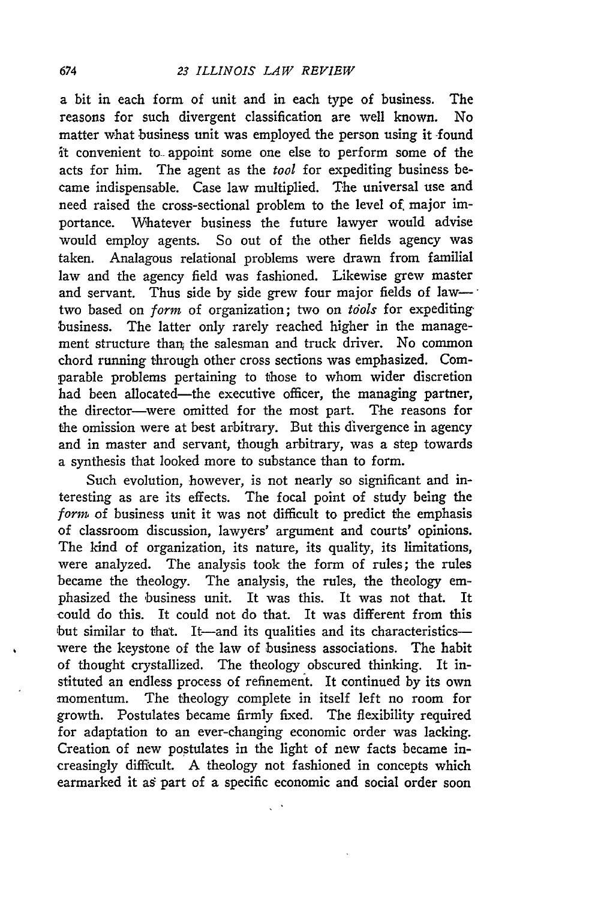a bit in each form of unit and in each type of business. The reasons for such divergent classification are well known. No matter what business unit was employed the person using it found it convenient to appoint some one else to perform some of the acts for him. The agent as the *tool* for expediting business became indispensable. Case law multiplied. The universal use and need raised the cross-sectional problem to the level of major importance. Whatever business the future lawyer would advise would employ agents. So out of the other fields agency was taken. Analagous relational problems were drawn from familial law and the agency field was fashioned. Likewise grew master and servant. Thus side by side grew four major fields of law—two based on *form* of organization; two on *tools* for expediting business. The latter only rarely reached higher in the management structure than the salesman and truck driver. No common chord running through other cross sections was emphasized. Comparable problems pertaining to those to whom wider discretion had been allocated—the executive officer, the managing partner, the director—were omitted for the most part. The reasons for the omission were at best arbitrary. But this divergence in agency and in master and servant, though arbitrary, was a step towards a synthesis that looked more to substance than to form.

Such evolution, however, is not nearly so significant and interesting as are its effects. The focal point of study being the *form* of business unit it was not difficult to predict the emphasis of classroom discussion, lawyers' argument and courts' opinions. The kind of organization, its nature, its quality, its limitations, were analyzed. The analysis took the form of rules; the rules became the theology. The analysis, the rules, the theology emphasized the business unit. It was this. It was not that. It could do this. It could not do that. It was different from this but similar to that. It—and its qualities and its characteristics—were the keystone of the law of business associations. The habit of thought crystallized. The theology obscured thinking. It instituted an endless process of refinement. It continued by its own momentum. The theology complete in itself left no room for growth. Postulates became firmly fixed. The flexibility required for adaptation to an ever-changing economic order was lacking. Creation of new postulates in the light of new facts became increasingly difficult. A theology not fashioned in concepts which earmarked it as part of a specific economic and social order soon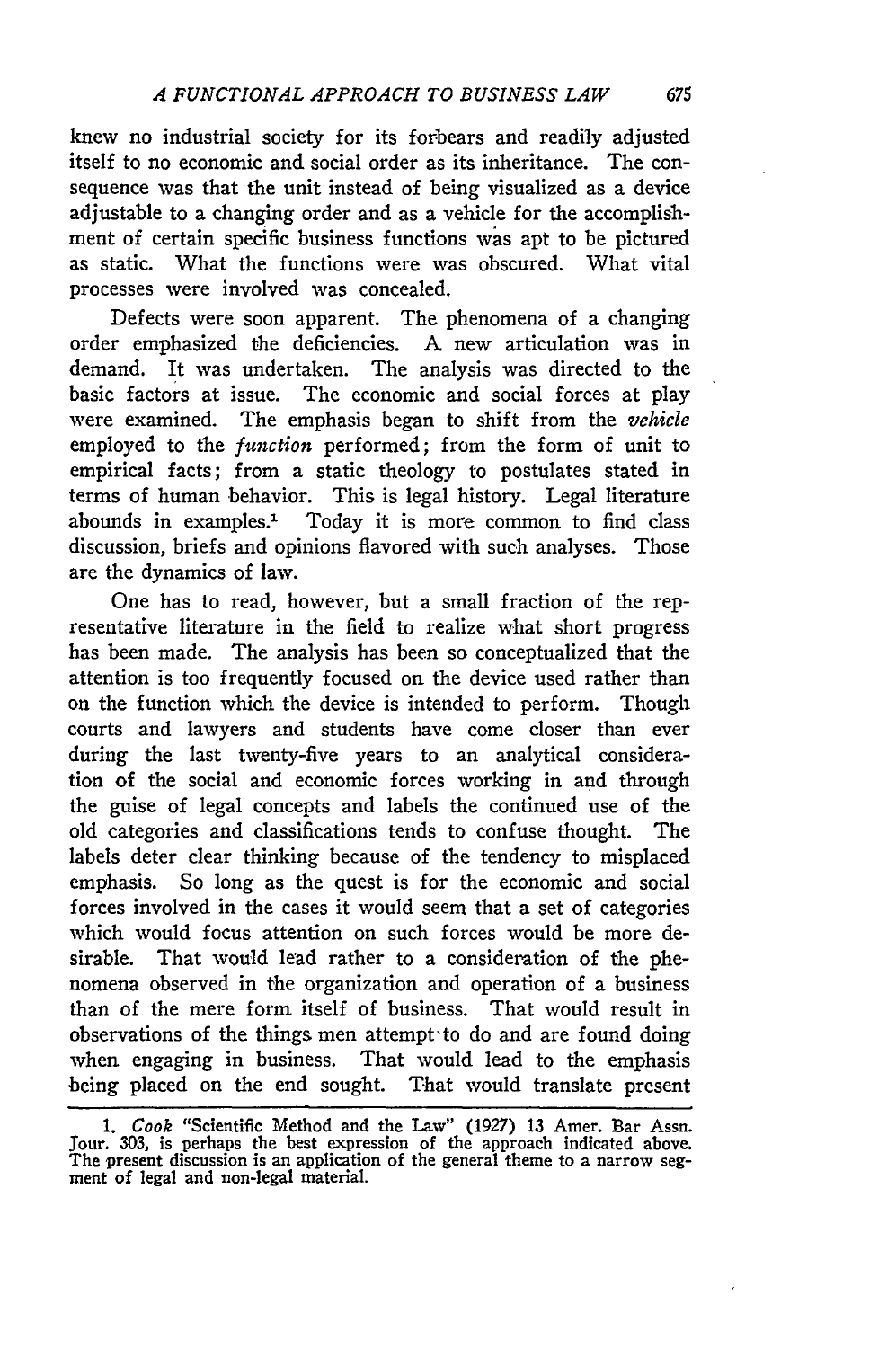knew no industrial society for its forbears and readily adjusted itself to no economic and social order as its inheritance. The consequence was that the unit instead of being visualized as a device adjustable to a changing order and as a vehicle for the accomplishment of certain specific business functions was apt to be pictured as static. What the functions were was obscured. What vital processes were involved was concealed.

Defects were soon apparent. The phenomena of a changing order emphasized the deficiencies. A new articulation was in demand. It was undertaken. The analysis was directed to the basic factors at issue. The economic and social forces at play were examined. The emphasis began to shift from the *vehicle* employed to the *function* performed; from the form of unit to empirical facts; from a static theology to postulates stated in terms of human behavior. This is legal history. Legal literature abounds in examples.[1] Today it is more common to find class discussion, briefs and opinions flavored with such analyses. Those are the dynamics of law.

One has to read, however, but a small fraction of the representative literature in the field to realize what short progress has been made. The analysis has been so conceptualized that the attention is too frequently focused on the device used rather than on the function which the device is intended to perform. Though courts and lawyers and students have come closer than ever during the last twenty-five years to an analytical consideration of the social and economic forces working in and through the guise of legal concepts and labels the continued use of the old categories and classifications tends to confuse thought. The labels deter clear thinking because of the tendency to misplaced emphasis. So long as the quest is for the economic and social forces involved in the cases it would seem that a set of categories which would focus attention on such forces would be more desirable. That would lead rather to a consideration of the phenomena observed in the organization and operation of a business than of the mere form itself of business. That would result in observations of the things men attempt to do and are found doing when engaging in business. That would lead to the emphasis being placed on the end sought. That would translate present

1. *Cook* "Scientific Method and the Law" (1927) 13 Amer. Bar Assn. Jour. 303, is perhaps the best expression of the approach indicated above. The present discussion is an application of the general theme to a narrow segment of legal and non-legal material.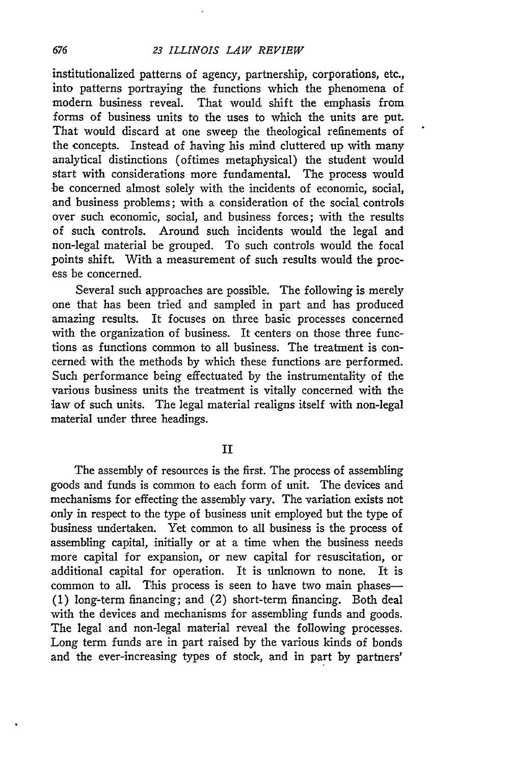institutionalized patterns of agency, partnership, corporations, etc., into patterns portraying the functions which the phenomena of modern business reveal. That would shift the emphasis from forms of business units to the uses to which the units are put. That would discard at one sweep the theological refinements of the concepts. Instead of having his mind cluttered up with many analytical distinctions (oftimes metaphysical) the student would start with considerations more fundamental. The process would be concerned almost solely with the incidents of economic, social, and business problems; with a consideration of the social controls over such economic, social, and business forces; with the results of such controls. Around such incidents would the legal and non-legal material be grouped. To such controls would the focal points shift. With a measurement of such results would the process be concerned.

Several such approaches are possible. The following is merely one that has been tried and sampled in part and has produced amazing results. It focuses on three basic processes concerned with the organization of business. It centers on those three functions as functions common to all business. The treatment is concerned with the methods by which these functions are performed. Such performance being effectuated by the instrumentality of the various business units the treatment is vitally concerned with the law of such units. The legal material realigns itself with non-legal material under three headings.

## II

The assembly of resources is the first. The process of assembling goods and funds is common to each form of unit. The devices and mechanisms for effecting the assembly vary. The variation exists not only in respect to the type of business unit employed but the type of business undertaken. Yet common to all business is the process of assembling capital, initially or at a time when the business needs more capital for expansion, or new capital for resuscitation, or additional capital for operation. It is unknown to none. It is common to all. This process is seen to have two main phases— (1) long-term financing; and (2) short-term financing. Both deal with the devices and mechanisms for assembling funds and goods. The legal and non-legal material reveal the following processes. Long term funds are in part raised by the various kinds of bonds and the ever-increasing types of stock, and in part by partners'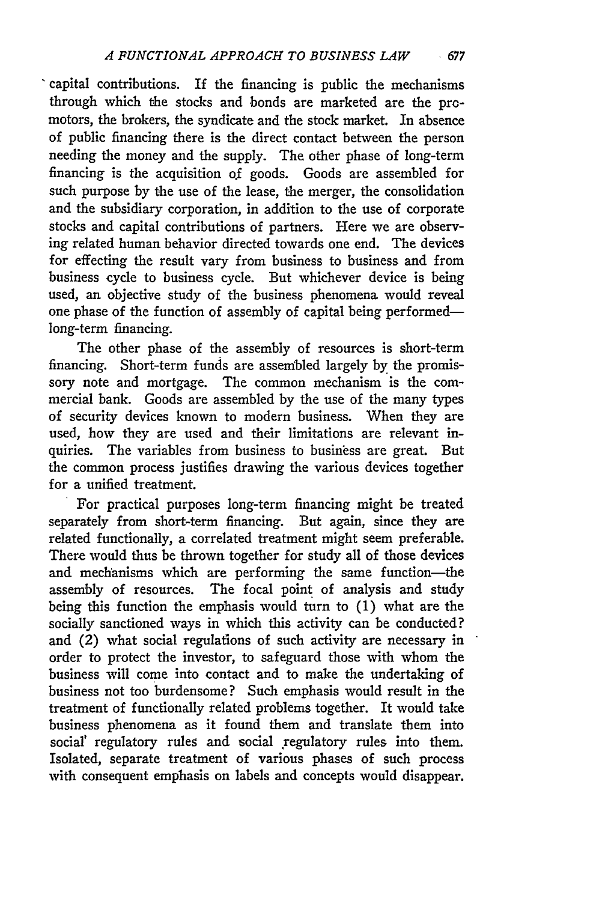capital contributions. If the financing is public the mechanisms through which the stocks and bonds are marketed are the promotors, the brokers, the syndicate and the stock market. In absence of public financing there is the direct contact between the person needing the money and the supply. The other phase of long-term financing is the acquisition of goods. Goods are assembled for such purpose by the use of the lease, the merger, the consolidation and the subsidiary corporation, in addition to the use of corporate stocks and capital contributions of partners. Here we are observing related human behavior directed towards one end. The devices for effecting the result vary from business to business and from business cycle to business cycle. But whichever device is being used, an objective study of the business phenomena would reveal one phase of the function of assembly of capital being performed—long-term financing.

The other phase of the assembly of resources is short-term financing. Short-term funds are assembled largely by the promissory note and mortgage. The common mechanism is the commercial bank. Goods are assembled by the use of the many types of security devices known to modern business. When they are used, how they are used and their limitations are relevant inquiries. The variables from business to business are great. But the common process justifies drawing the various devices together for a unified treatment.

For practical purposes long-term financing might be treated separately from short-term financing. But again, since they are related functionally, a correlated treatment might seem preferable. There would thus be thrown together for study all of those devices and mechanisms which are performing the same function—the assembly of resources. The focal point of analysis and study being this function the emphasis would turn to (1) what are the socially sanctioned ways in which this activity can be conducted? and (2) what social regulations of such activity are necessary in order to protect the investor, to safeguard those with whom the business will come into contact and to make the undertaking of business not too burdensome? Such emphasis would result in the treatment of functionally related problems together. It would take business phenomena as it found them and translate them into social regulatory rules and social regulatory rules into them. Isolated, separate treatment of various phases of such process with consequent emphasis on labels and concepts would disappear.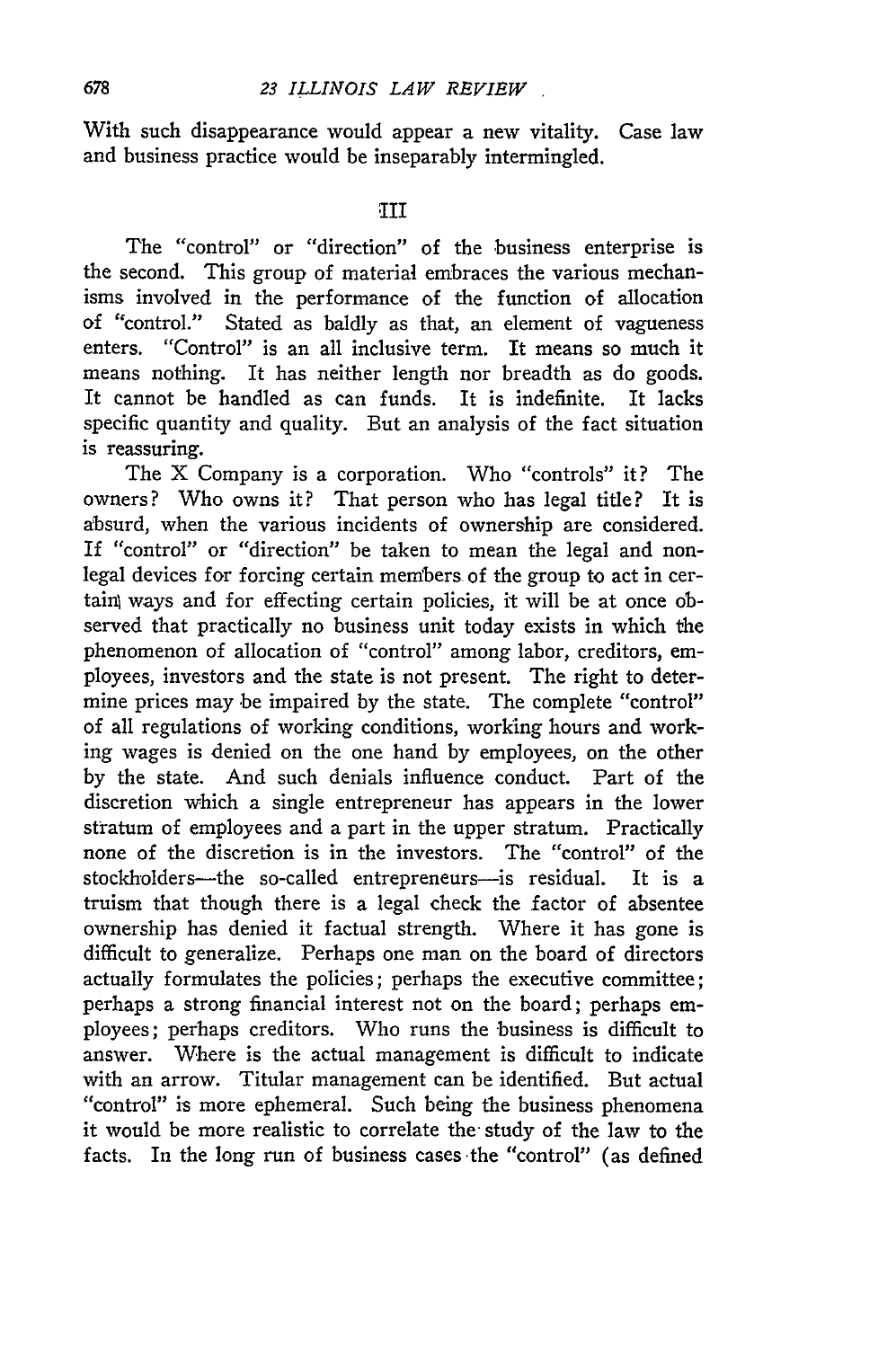With such disappearance would appear a new vitality. Case law and business practice would be inseparably intermingled.

## III

The "control" or "direction" of the business enterprise is the second. This group of material embraces the various mechanisms involved in the performance of the function of allocation of "control." Stated as baldly as that, an element of vagueness enters. "Control" is an all inclusive term. It means so much it means nothing. It has neither length nor breadth as do goods. It cannot be handled as can funds. It is indefinite. It lacks specific quantity and quality. But an analysis of the fact situation is reassuring.

The X Company is a corporation. Who "controls" it? The owners? Who owns it? That person who has legal title? It is absurd, when the various incidents of ownership are considered. If "control" or "direction" be taken to mean the legal and non-legal devices for forcing certain members of the group to act in certain ways and for effecting certain policies, it will be at once observed that practically no business unit today exists in which the phenomenon of allocation of "control" among labor, creditors, employees, investors and the state is not present. The right to determine prices may be impaired by the state. The complete "control" of all regulations of working conditions, working hours and working wages is denied on the one hand by employees, on the other by the state. And such denials influence conduct. Part of the discretion which a single entrepreneur has appears in the lower stratum of employees and a part in the upper stratum. Practically none of the discretion is in the investors. The "control" of the stockholders—the so-called entrepreneurs—is residual. It is a truism that though there is a legal check the factor of absentee ownership has denied it factual strength. Where it has gone is difficult to generalize. Perhaps one man on the board of directors actually formulates the policies; perhaps the executive committee; perhaps a strong financial interest not on the board; perhaps employees; perhaps creditors. Who runs the business is difficult to answer. Where is the actual management is difficult to indicate with an arrow. Titular management can be identified. But actual "control" is more ephemeral. Such being the business phenomena it would be more realistic to correlate the study of the law to the facts. In the long run of business cases the "control" (as defined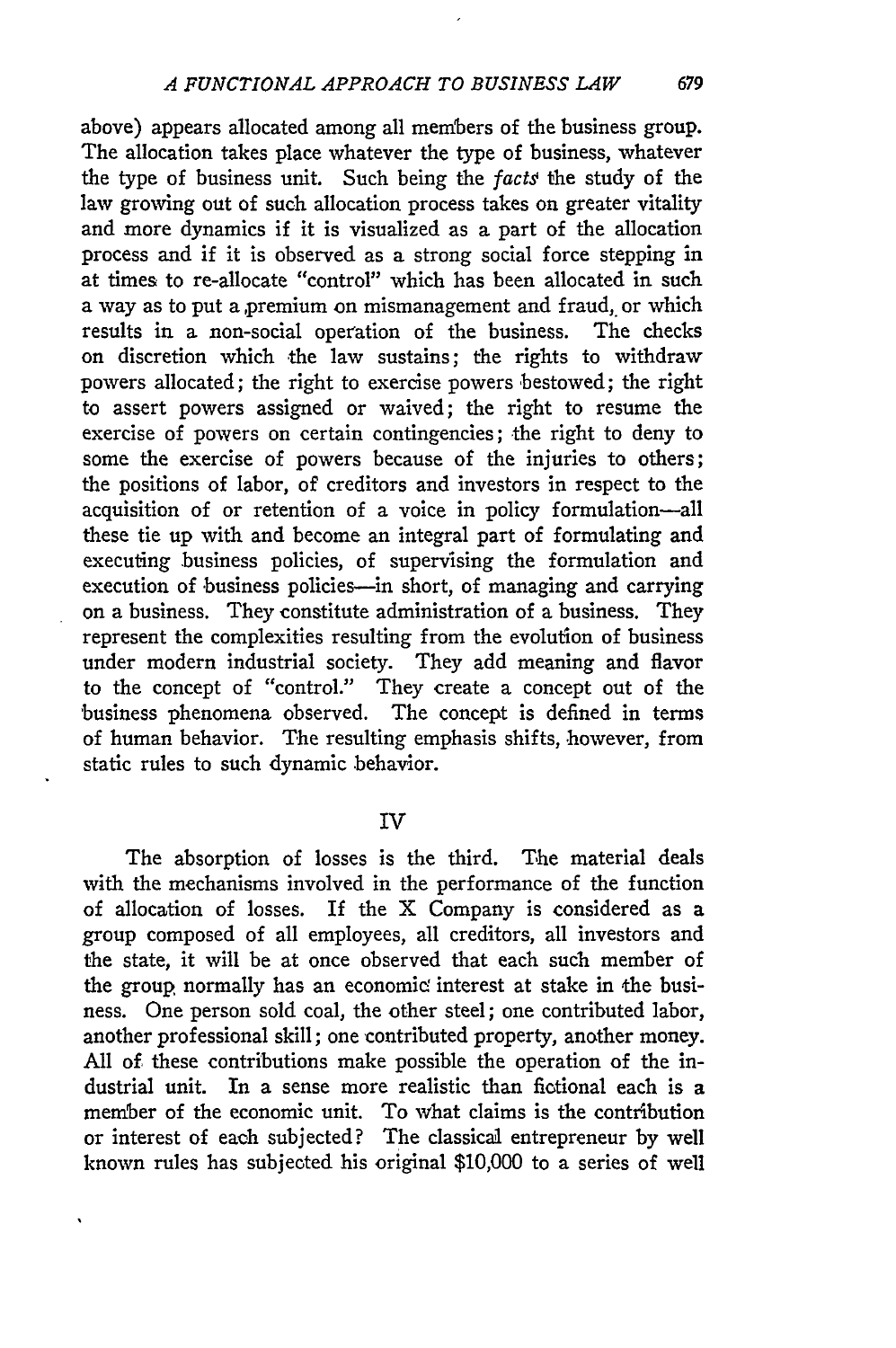above) appears allocated among all members of the business group. The allocation takes place whatever the type of business, whatever the type of business unit. Such being the *facts* the study of the law growing out of such allocation process takes on greater vitality and more dynamics if it is visualized as a part of the allocation process and if it is observed as a strong social force stepping in at times to re-allocate "control" which has been allocated in such a way as to put a premium on mismanagement and fraud, or which results in a non-social operation of the business. The checks on discretion which the law sustains; the rights to withdraw powers allocated; the right to exercise powers bestowed; the right to assert powers assigned or waived; the right to resume the exercise of powers on certain contingencies; the right to deny to some the exercise of powers because of the injuries to others; the positions of labor, of creditors and investors in respect to the acquisition of or retention of a voice in policy formulation—all these tie up with and become an integral part of formulating and executing business policies, of supervising the formulation and execution of business policies—in short, of managing and carrying on a business. They constitute administration of a business. They represent the complexities resulting from the evolution of business under modern industrial society. They add meaning and flavor to the concept of "control." They create a concept out of the business phenomena observed. The concept is defined in terms of human behavior. The resulting emphasis shifts, however, from static rules to such dynamic behavior.

## IV

The absorption of losses is the third. The material deals with the mechanisms involved in the performance of the function of allocation of losses. If the X Company is considered as a group composed of all employees, all creditors, all investors and the state, it will be at once observed that each such member of the group normally has an economic interest at stake in the business. One person sold coal, the other steel; one contributed labor, another professional skill; one contributed property, another money. All of these contributions make possible the operation of the industrial unit. In a sense more realistic than fictional each is a member of the economic unit. To what claims is the contribution or interest of each subjected? The classical entrepreneur by well known rules has subjected his original $10,000 to a series of well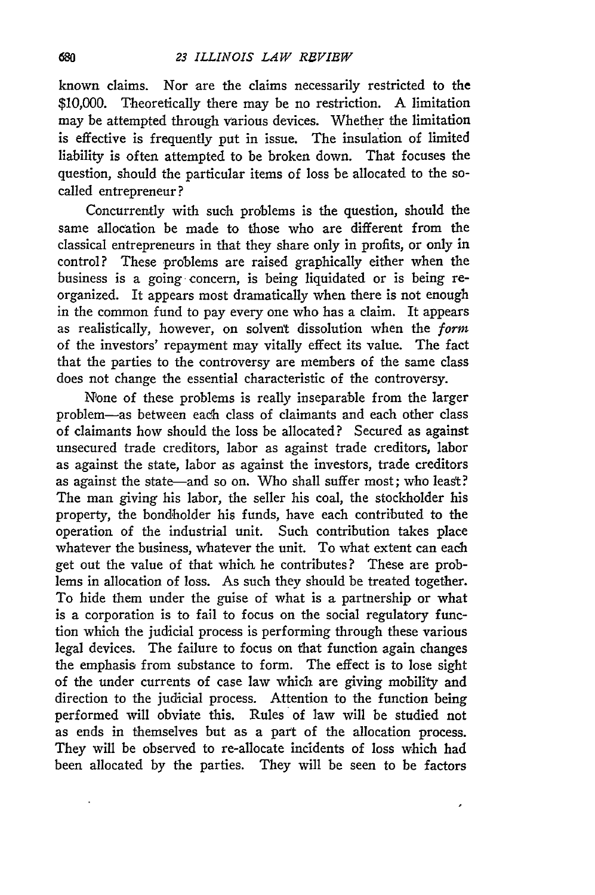known claims. Nor are the claims necessarily restricted to the $10,000. Theoretically there may be no restriction. A limitation may be attempted through various devices. Whether the limitation is effective is frequently put in issue. The insulation of limited liability is often attempted to be broken down. That focuses the question, should the particular items of loss be allocated to the so-called entrepreneur?

Concurrently with such problems is the question, should the same allocation be made to those who are different from the classical entrepreneurs in that they share only in profits, or only in control? These problems are raised graphically either when the business is a going concern, is being liquidated or is being reorganized. It appears most dramatically when there is not enough in the common fund to pay every one who has a claim. It appears as realistically, however, on solvent dissolution when the *form* of the investors' repayment may vitally effect its value. The fact that the parties to the controversy are members of the same class does not change the essential characteristic of the controversy.

None of these problems is really inseparable from the larger problem—as between each class of claimants and each other class of claimants how should the loss be allocated? Secured as against unsecured trade creditors, labor as against trade creditors, labor as against the state, labor as against the investors, trade creditors as against the state—and so on. Who shall suffer most; who least? The man giving his labor, the seller his coal, the stockholder his property, the bondholder his funds, have each contributed to the operation of the industrial unit. Such contribution takes place whatever the business, whatever the unit. To what extent can each get out the value of that which he contributes? These are problems in allocation of loss. As such they should be treated together. To hide them under the guise of what is a partnership or what is a corporation is to fail to focus on the social regulatory function which the judicial process is performing through these various legal devices. The failure to focus on that function again changes the emphasis from substance to form. The effect is to lose sight of the under currents of case law which are giving mobility and direction to the judicial process. Attention to the function being performed will obviate this. Rules of law will be studied not as ends in themselves but as a part of the allocation process. They will be observed to re-allocate incidents of loss which had been allocated by the parties. They will be seen to be factors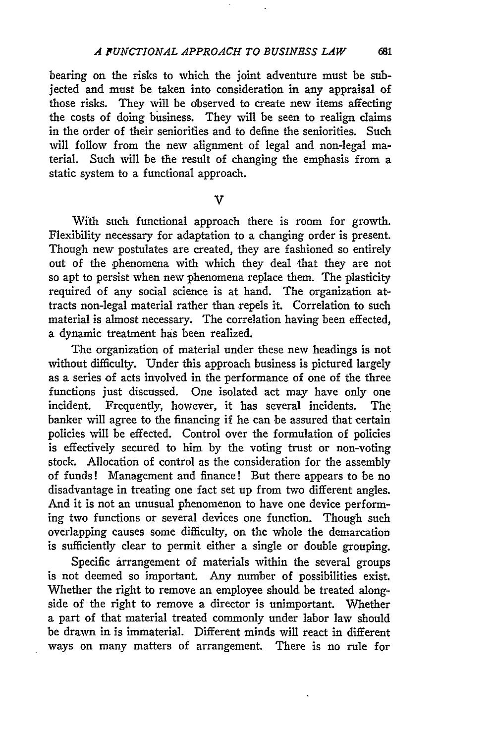bearing on the risks to which the joint adventure must be subjected and must be taken into consideration in any appraisal of those risks. They will be observed to create new items affecting the costs of doing business. They will be seen to realign claims in the order of their seniorities and to define the seniorities. Such will follow from the new alignment of legal and non-legal material. Such will be the result of changing the emphasis from a static system to a functional approach.

## V

With such functional approach there is room for growth. Flexibility necessary for adaptation to a changing order is present. Though new postulates are created, they are fashioned so entirely out of the phenomena with which they deal that they are not so apt to persist when new phenomena replace them. The plasticity required of any social science is at hand. The organization attracts non-legal material rather than repels it. Correlation to such material is almost necessary. The correlation having been effected, a dynamic treatment has been realized.

The organization of material under these new headings is not without difficulty. Under this approach business is pictured largely as a series of acts involved in the performance of one of the three functions just discussed. One isolated act may have only one incident. Frequently, however, it has several incidents. The banker will agree to the financing if he can be assured that certain policies will be effected. Control over the formulation of policies is effectively secured to him by the voting trust or non-voting stock. Allocation of control as the consideration for the assembly of funds! Management and finance! But there appears to be no disadvantage in treating one fact set up from two different angles. And it is not an unusual phenomenon to have one device performing two functions or several devices one function. Though such overlapping causes some difficulty, on the whole the demarcation is sufficiently clear to permit either a single or double grouping.

Specific arrangement of materials within the several groups is not deemed so important. Any number of possibilities exist. Whether the right to remove an employee should be treated alongside of the right to remove a director is unimportant. Whether a part of that material treated commonly under labor law should be drawn in is immaterial. Different minds will react in different ways on many matters of arrangement. There is no rule for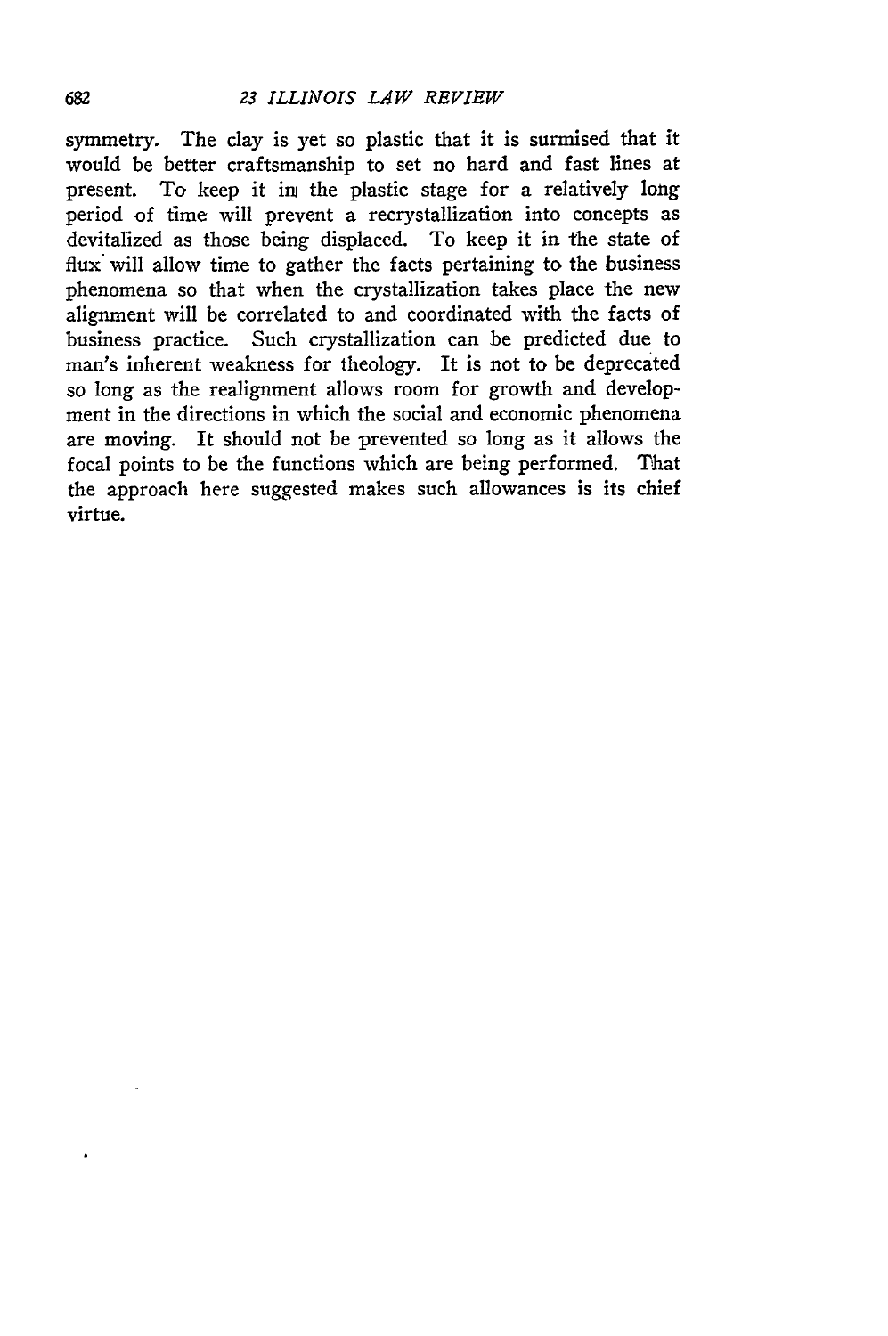symmetry. The clay is yet so plastic that it is surmised that it would be better craftsmanship to set no hard and fast lines at present. To keep it in the plastic stage for a relatively long period of time will prevent a recrystallization into concepts as devitalized as those being displaced. To keep it in the state of flux will allow time to gather the facts pertaining to the business phenomena so that when the crystallization takes place the new alignment will be correlated to and coordinated with the facts of business practice. Such crystallization can be predicted due to man's inherent weakness for theology. It is not to be deprecated so long as the realignment allows room for growth and development in the directions in which the social and economic phenomena are moving. It should not be prevented so long as it allows the focal points to be the functions which are being performed. That the approach here suggested makes such allowances is its chief virtue.